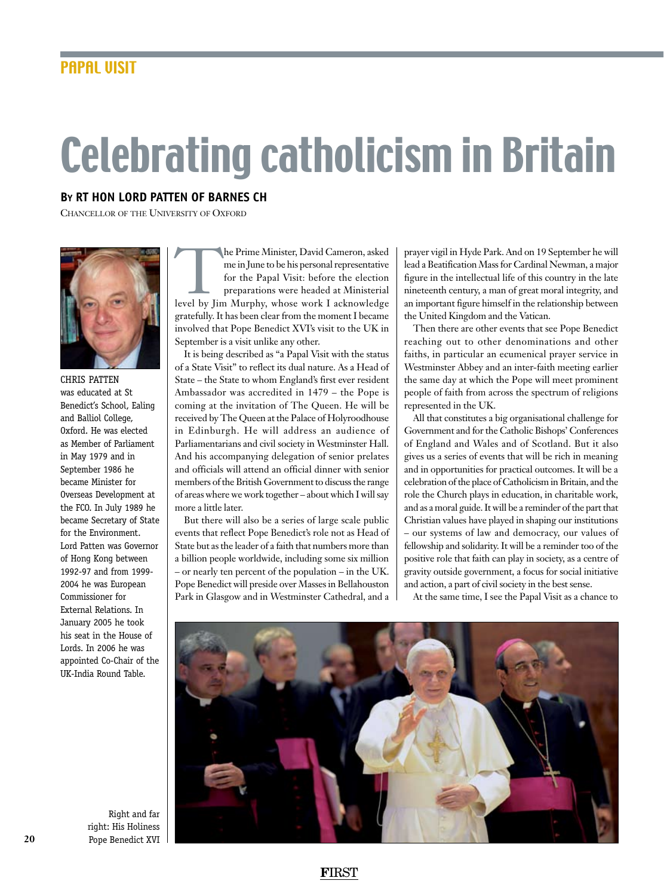PAPAL VISIT

# Celebrating catholicism in Britain

**By RT HON LORD PATTEN OF BARNES CH**

Chancellor of the University of Oxford

CHRIS PATTEN was educated at St Benedict's School, Ealing and Balliol College, Oxford. He was elected as Member of Parliament in May 1979 and in September 1986 he became Minister for Overseas Development at the FCO. In July 1989 he became Secretary of State for the Environment. Lord Patten was Governor of Hong Kong between 1992-97 and from 1999-2004 he was European Commissioner for External Relations. In January 2005 he took his seat in the House of Lords. In 2006 he was appointed Co-Chair of the UK-India Round Table.

The Prime Minister, David Cameron, asked me in June to be his personal representative for the Papal Visit: before the election preparations were headed at Ministerial level by Jim Murphy, whose work I acknowledge gratefully. It has been clear from the moment I became involved that Pope Benedict XVI's visit to the UK in September is a visit unlike any other.

It is being described as "a Papal Visit with the status of a State Visit" to reflect its dual nature. As a Head of State – the State to whom England's first ever resident Ambassador was accredited in 1479 – the Pope is coming at the invitation of The Queen. He will be received by The Queen at the Palace of Holyroodhouse in Edinburgh. He will address an audience of Parliamentarians and civil society in Westminster Hall. And his accompanying delegation of senior prelates and officials will attend an official dinner with senior members of the British Government to discuss the range of areas where we work together – about which I will say more a little later.

But there will also be a series of large scale public events that reflect Pope Benedict's role not as Head of State but as the leader of a faith that numbers more than a billion people worldwide, including some six million – or nearly ten percent of the population – in the UK. Pope Benedict will preside over Masses in Bellahouston Park in Glasgow and in Westminster Cathedral, and a prayer vigil in Hyde Park. And on 19 September he will lead a Beatification Mass for Cardinal Newman, a major figure in the intellectual life of this country in the late nineteenth century, a man of great moral integrity, and an important figure himself in the relationship between the United Kingdom and the Vatican.

Then there are other events that see Pope Benedict reaching out to other denominations and other faiths, in particular an ecumenical prayer service in Westminster Abbey and an inter-faith meeting earlier the same day at which the Pope will meet prominent people of faith from across the spectrum of religions represented in the UK.

All that constitutes a big organisational challenge for Government and for the Catholic Bishops' Conferences of England and Wales and of Scotland. But it also gives us a series of events that will be rich in meaning and in opportunities for practical outcomes. It will be a celebration of the place of Catholicism in Britain, and the role the Church plays in education, in charitable work, and as a moral guide. It will be a reminder of the part that Christian values have played in shaping our institutions – our systems of law and democracy, our values of fellowship and solidarity. It will be a reminder too of the positive role that faith can play in society, as a centre of gravity outside government, a focus for social initiative and action, a part of civil society in the best sense.

At the same time, I see the Papal Visit as a chance to

Right and far right: His Holiness Pope Benedict XVI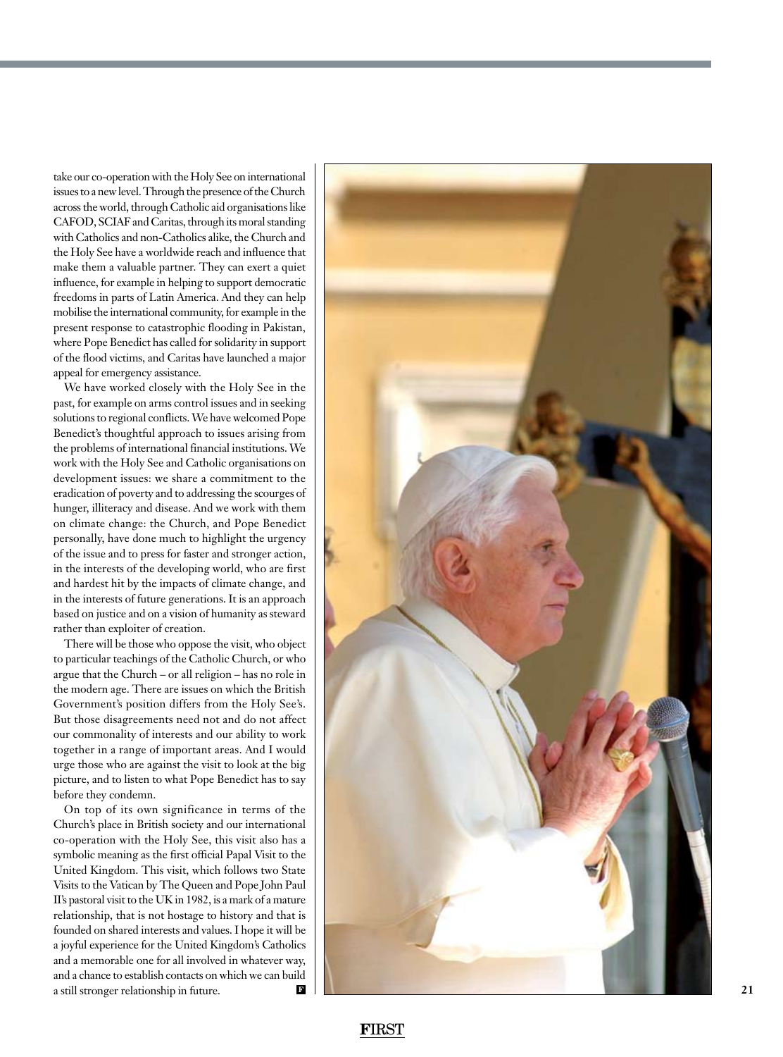take our co-operation with the Holy See on international issues to a new level. Through the presence of the Church across the world, through Catholic aid organisations like CAFOD, SCIAF and Caritas, through its moral standing with Catholics and non-Catholics alike, the Church and the Holy See have a worldwide reach and influence that make them a valuable partner. They can exert a quiet influence, for example in helping to support democratic freedoms in parts of Latin America. And they can help mobilise the international community, for example in the present response to catastrophic flooding in Pakistan, where Pope Benedict has called for solidarity in support of the flood victims, and Caritas have launched a major appeal for emergency assistance.

We have worked closely with the Holy See in the past, for example on arms control issues and in seeking solutions to regional conflicts. We have welcomed Pope Benedict's thoughtful approach to issues arising from the problems of international financial institutions. We work with the Holy See and Catholic organisations on development issues: we share a commitment to the eradication of poverty and to addressing the scourges of hunger, illiteracy and disease. And we work with them on climate change: the Church, and Pope Benedict personally, have done much to highlight the urgency of the issue and to press for faster and stronger action, in the interests of the developing world, who are first and hardest hit by the impacts of climate change, and in the interests of future generations. It is an approach based on justice and on a vision of humanity as steward rather than exploiter of creation.

There will be those who oppose the visit, who object to particular teachings of the Catholic Church, or who argue that the Church – or all religion – has no role in the modern age. There are issues on which the British Government's position differs from the Holy See's. But those disagreements need not and do not affect our commonality of interests and our ability to work together in a range of important areas. And I would urge those who are against the visit to look at the big picture, and to listen to what Pope Benedict has to say before they condemn.

On top of its own significance in terms of the Church's place in British society and our international co-operation with the Holy See, this visit also has a symbolic meaning as the first official Papal Visit to the United Kingdom. This visit, which follows two State Visits to the Vatican by The Queen and Pope John Paul II's pastoral visit to the UK in 1982, is a mark of a mature relationship, that is not hostage to history and that is founded on shared interests and values. I hope it will be a joyful experience for the United Kingdom's Catholics and a memorable one for all involved in whatever way, and a chance to establish contacts on which we can build a still stronger relationship in future.